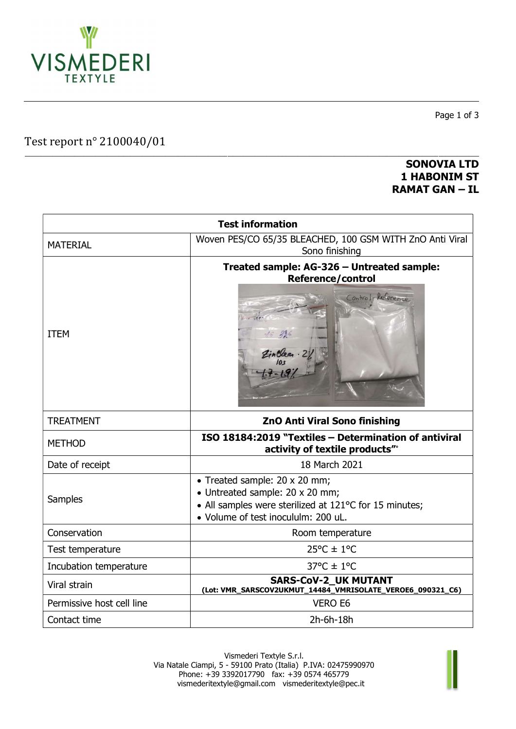# Test report n° 2100040/01

**SONOVIA LTD**
**1 HABONIM ST**
**RAMAT GAN – IL**

| Test information | |
|---|---|
| MATERIAL | Woven PES/CO 65/35 BLEACHED, 100 GSM WITH ZnO Anti Viral Sono finishing |
| ITEM | **Treated sample: AG-326 – Untreated sample: Reference/control** |
| TREATMENT | **ZnO Anti Viral Sono finishing** |
| METHOD | **ISO 18184:2019 "Textiles – Determination of antiviral activity of textile products"** |
| Date of receipt | 18 March 2021 |
| Samples | • Treated sample: 20 x 20 mm;<br>• Untreated sample: 20 x 20 mm;<br>• All samples were sterilized at 121°C for 15 minutes;<br>• Volume of test inocululm: 200 uL. |
| Conservation | Room temperature |
| Test temperature | 25°C ± 1°C |
| Incubation temperature | 37°C ± 1°C |
| Viral strain | **SARS-CoV-2_UK MUTANT**<br>**(Lot: VMR_SARSCOV2UKMUT_14484_VMRISOLATE_VEROE6_090321_C6)** |
| Permissive host cell line | VERO E6 |
| Contact time | 2h-6h-18h |

Vismederi Textyle S.r.l.
Via Natale Ciampi, 5 - 59100 Prato (Italia) P.IVA: 02475990970
Phone: +39 3392017790 fax: +39 0574 465779
vismederitextyle@gmail.com vismederitextyle@pec.it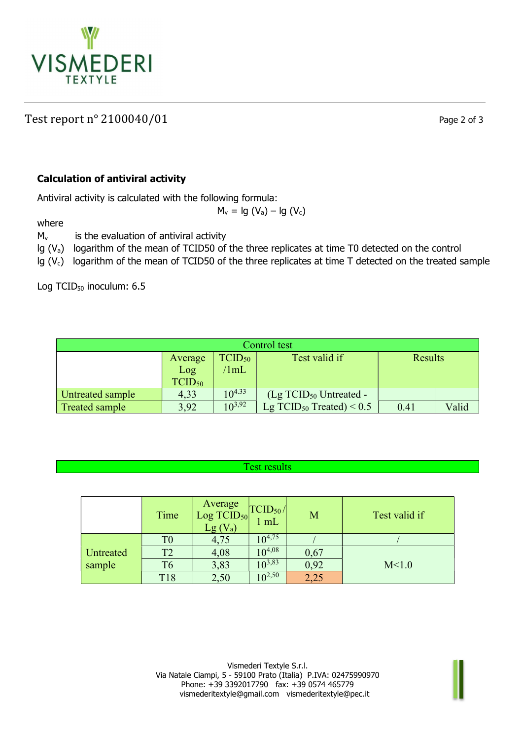Test report n° 2100040/01

### Calculation of antiviral activity

Antiviral activity is calculated with the following formula:

$$M_v = \lg (V_a) - \lg (V_c)$$

where

$M_v$ is the evaluation of antiviral activity

$\lg (V_a)$ logarithm of the mean of TCID50 of the three replicates at time T0 detected on the control

$\lg (V_c)$ logarithm of the mean of TCID50 of the three replicates at time T detected on the treated sample

Log $TCID_{50}$ inoculum: 6.5

| Control test | | | | | |
|---|---|---|---|---|---|
| | Average Log $TCID_{50}$ | $TCID_{50}$ /1mL | Test valid if | Results | |
| Untreated sample | 4,33 | $10^{4.33}$ | (Lg $TCID_{50}$ Untreated - Lg $TCID_{50}$ Treated) < 0.5 | | |
| Treated sample | 3,92 | $10^{3,92}$ | | 0.41 | Valid |

Test results

| | Time | Average Log $TCID_{50}$ Lg ($V_a$) | $TCID_{50}$ / 1 mL | M | Test valid if |
|---|---|---|---|---|---|
| Untreated sample | T0 | 4,75 | $10^{4,75}$ | / | / |
| | T2 | 4,08 | $10^{4,08}$ | 0,67 | M<1.0 |
| | T6 | 3,83 | $10^{3,83}$ | 0,92 | |
| | T18 | 2,50 | $10^{2,50}$ | 2,25 | |

Vismederi Textyle S.r.l.
Via Natale Ciampi, 5 - 59100 Prato (Italia) P.IVA: 02475990970
Phone: +39 3392017790 fax: +39 0574 465779
vismederitextyle@gmail.com vismederitextyle@pec.it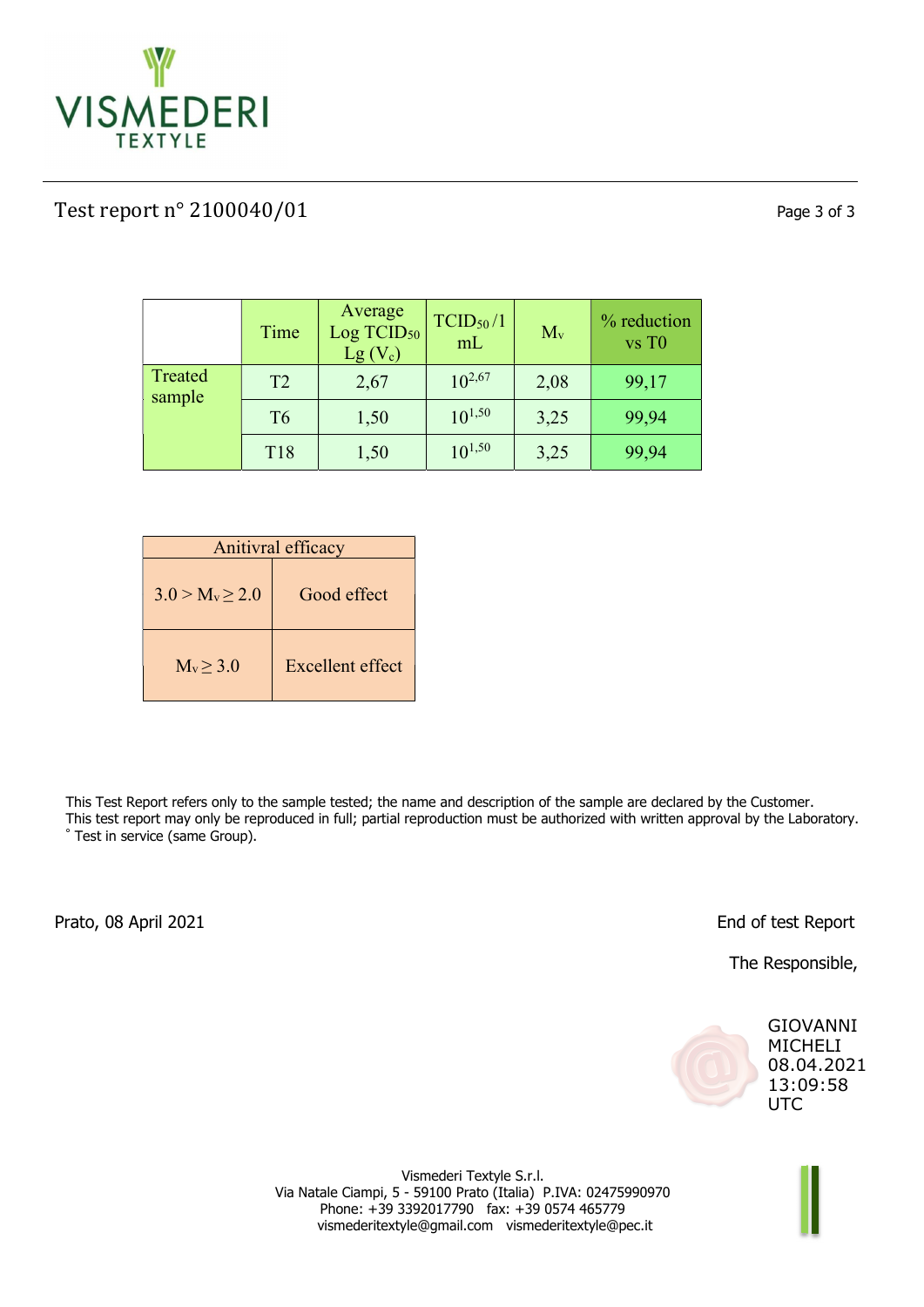## Test report n° 2100040/01

| | Time | Average Log $TCID_{50}$ Lg ($V_c$) | $TCID_{50}$/1 mL | $M_v$ | % reduction vs T0 |
|---|---|---|---|---|---|
| Treated sample | T2 | 2,67 | $10^{2,67}$ | 2,08 | 99,17 |
| | T6 | 1,50 | $10^{1,50}$ | 3,25 | 99,94 |
| | T18 | 1,50 | $10^{1,50}$ | 3,25 | 99,94 |

| Anitivral efficacy | |
|---|---|
| $3.0 > M_v \geq 2.0$ | Good effect |
| $M_v \geq 3.0$ | Excellent effect |

This Test Report refers only to the sample tested; the name and description of the sample are declared by the Customer.
This test report may only be reproduced in full; partial reproduction must be authorized with written approval by the Laboratory.
° Test in service (same Group).

Prato, 08 April 2021

End of test Report

The Responsible,

GIOVANNI MICHELI
08.04.2021
13:09:58
UTC

Vismederi Textyle S.r.l.
Via Natale Ciampi, 5 - 59100 Prato (Italia) P.IVA: 02475990970
Phone: +39 3392017790 fax: +39 0574 465779
vismederitextyle@gmail.com vismederitextyle@pec.it